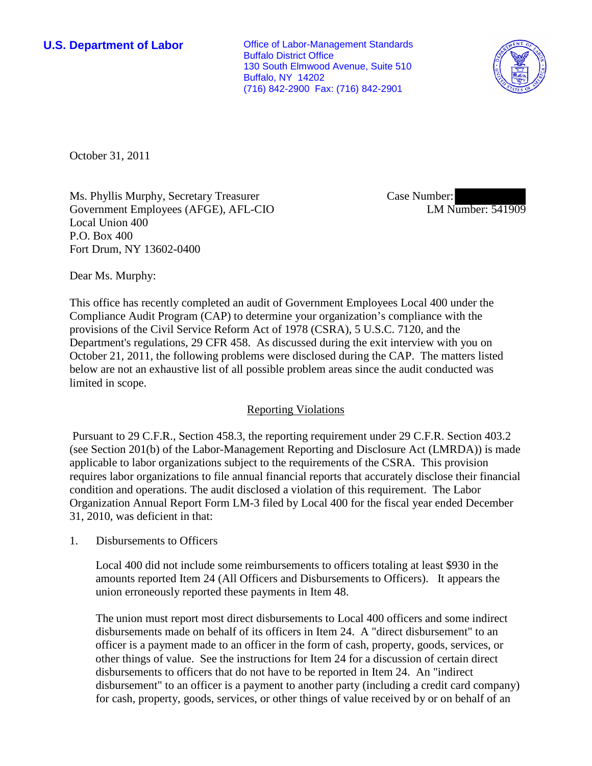**U.S. Department of Labor**

Office of Labor-Management Standards
Buffalo District Office
130 South Elmwood Avenue, Suite 510
Buffalo, NY 14202
(716) 842-2900 Fax: (716) 842-2901

October 31, 2011

Ms. Phyllis Murphy, Secretary Treasurer
Government Employees (AFGE), AFL-CIO
Local Union 400
P.O. Box 400
Fort Drum, NY 13602-0400

Case Number:
LM Number: 541909

Dear Ms. Murphy:

This office has recently completed an audit of Government Employees Local 400 under the Compliance Audit Program (CAP) to determine your organization's compliance with the provisions of the Civil Service Reform Act of 1978 (CSRA), 5 U.S.C. 7120, and the Department's regulations, 29 CFR 458. As discussed during the exit interview with you on October 21, 2011, the following problems were disclosed during the CAP. The matters listed below are not an exhaustive list of all possible problem areas since the audit conducted was limited in scope.

## Reporting Violations

Pursuant to 29 C.F.R., Section 458.3, the reporting requirement under 29 C.F.R. Section 403.2 (see Section 201(b) of the Labor-Management Reporting and Disclosure Act (LMRDA)) is made applicable to labor organizations subject to the requirements of the CSRA. This provision requires labor organizations to file annual financial reports that accurately disclose their financial condition and operations. The audit disclosed a violation of this requirement. The Labor Organization Annual Report Form LM-3 filed by Local 400 for the fiscal year ended December 31, 2010, was deficient in that:

1. Disbursements to Officers

   Local 400 did not include some reimbursements to officers totaling at least $930 in the amounts reported Item 24 (All Officers and Disbursements to Officers). It appears the union erroneously reported these payments in Item 48.

   The union must report most direct disbursements to Local 400 officers and some indirect disbursements made on behalf of its officers in Item 24. A "direct disbursement" to an officer is a payment made to an officer in the form of cash, property, goods, services, or other things of value. See the instructions for Item 24 for a discussion of certain direct disbursements to officers that do not have to be reported in Item 24. An "indirect disbursement" to an officer is a payment to another party (including a credit card company) for cash, property, goods, services, or other things of value received by or on behalf of an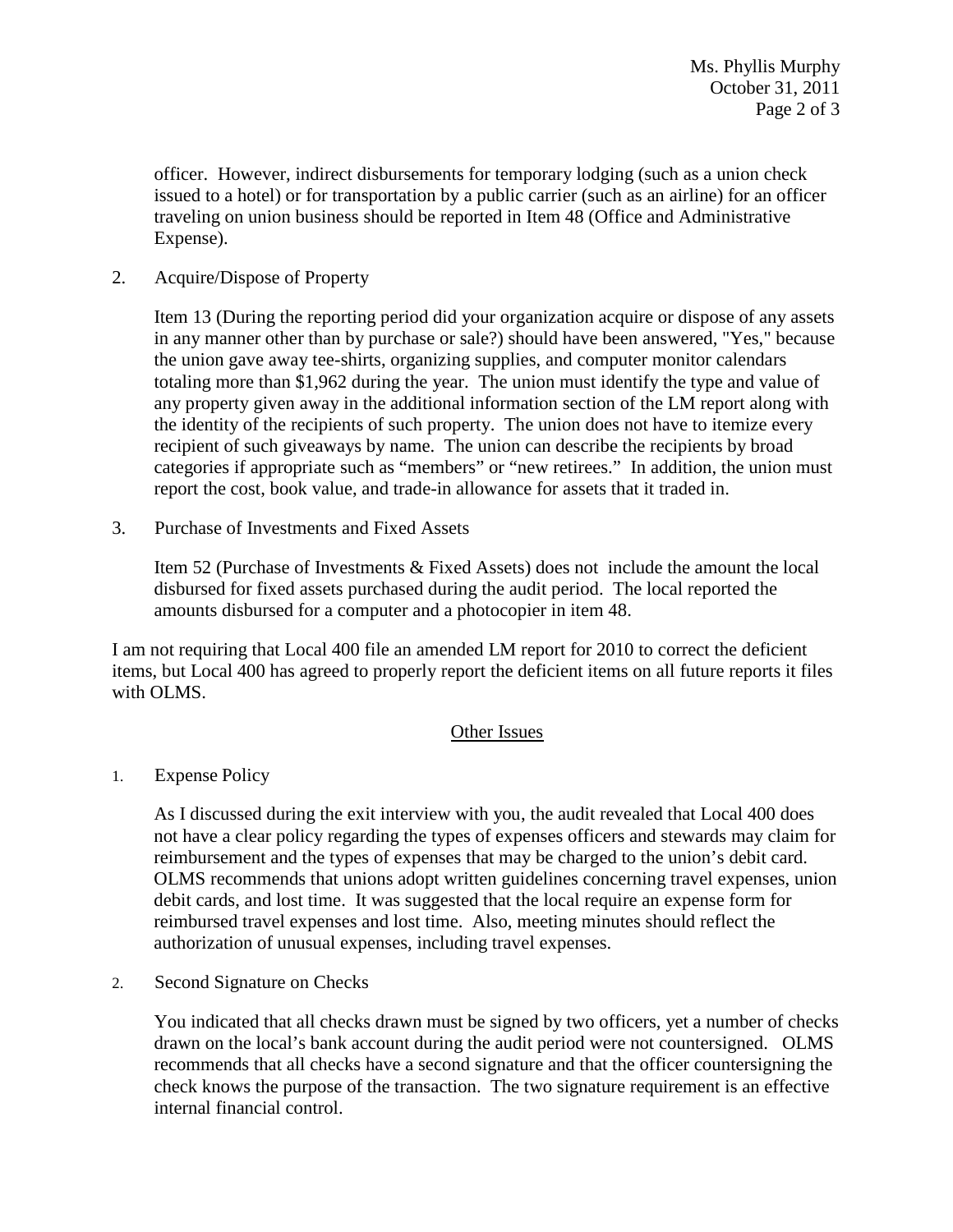officer. However, indirect disbursements for temporary lodging (such as a union check issued to a hotel) or for transportation by a public carrier (such as an airline) for an officer traveling on union business should be reported in Item 48 (Office and Administrative Expense).

2. Acquire/Dispose of Property

   Item 13 (During the reporting period did your organization acquire or dispose of any assets in any manner other than by purchase or sale?) should have been answered, "Yes," because the union gave away tee-shirts, organizing supplies, and computer monitor calendars totaling more than $1,962 during the year. The union must identify the type and value of any property given away in the additional information section of the LM report along with the identity of the recipients of such property. The union does not have to itemize every recipient of such giveaways by name. The union can describe the recipients by broad categories if appropriate such as "members" or "new retirees." In addition, the union must report the cost, book value, and trade-in allowance for assets that it traded in.

3. Purchase of Investments and Fixed Assets

   Item 52 (Purchase of Investments & Fixed Assets) does not include the amount the local disbursed for fixed assets purchased during the audit period. The local reported the amounts disbursed for a computer and a photocopier in item 48.

I am not requiring that Local 400 file an amended LM report for 2010 to correct the deficient items, but Local 400 has agreed to properly report the deficient items on all future reports it files with OLMS.

## Other Issues

1. Expense Policy

   As I discussed during the exit interview with you, the audit revealed that Local 400 does not have a clear policy regarding the types of expenses officers and stewards may claim for reimbursement and the types of expenses that may be charged to the union's debit card. OLMS recommends that unions adopt written guidelines concerning travel expenses, union debit cards, and lost time. It was suggested that the local require an expense form for reimbursed travel expenses and lost time. Also, meeting minutes should reflect the authorization of unusual expenses, including travel expenses.

2. Second Signature on Checks

   You indicated that all checks drawn must be signed by two officers, yet a number of checks drawn on the local's bank account during the audit period were not countersigned. OLMS recommends that all checks have a second signature and that the officer countersigning the check knows the purpose of the transaction. The two signature requirement is an effective internal financial control.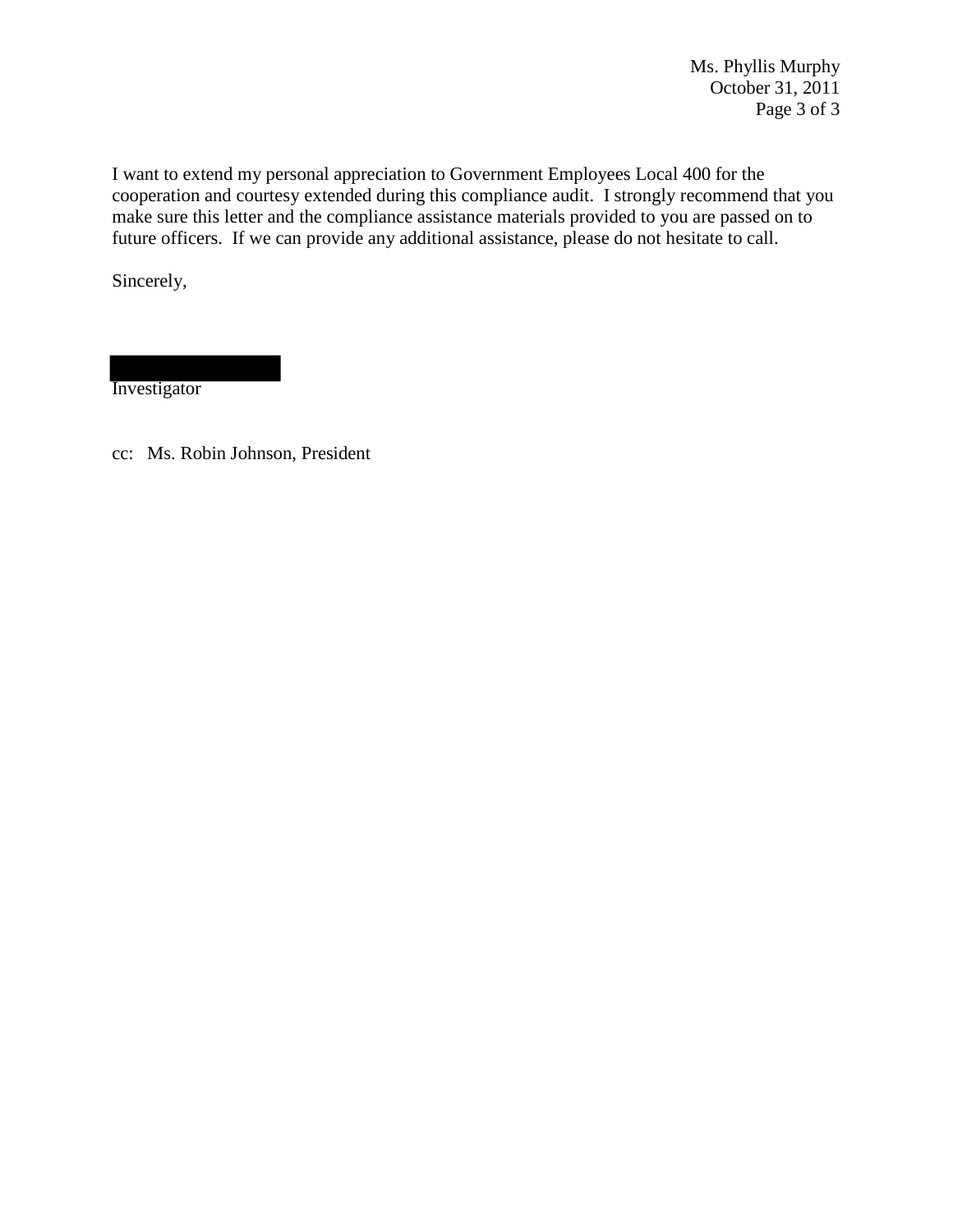I want to extend my personal appreciation to Government Employees Local 400 for the cooperation and courtesy extended during this compliance audit. I strongly recommend that you make sure this letter and the compliance assistance materials provided to you are passed on to future officers. If we can provide any additional assistance, please do not hesitate to call.

Sincerely,

Investigator

cc: Ms. Robin Johnson, President